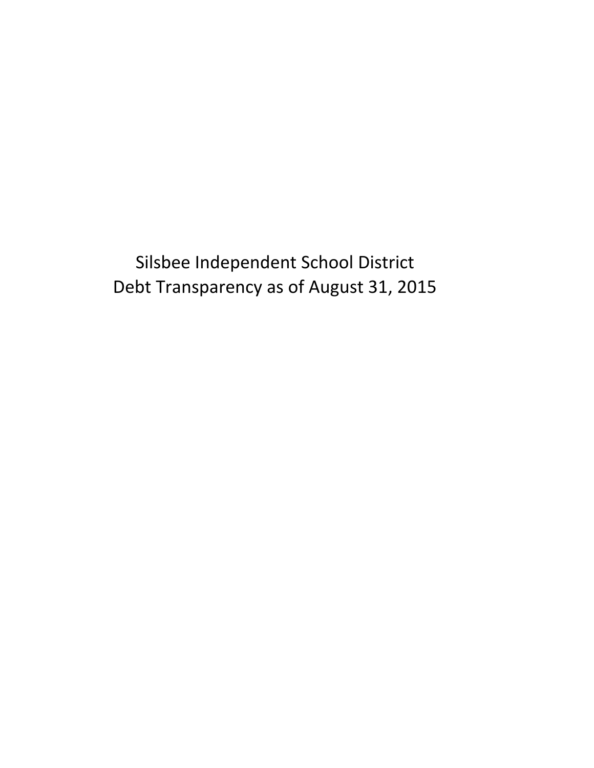# Silsbee Independent School District
# Debt Transparency as of August 31, 2015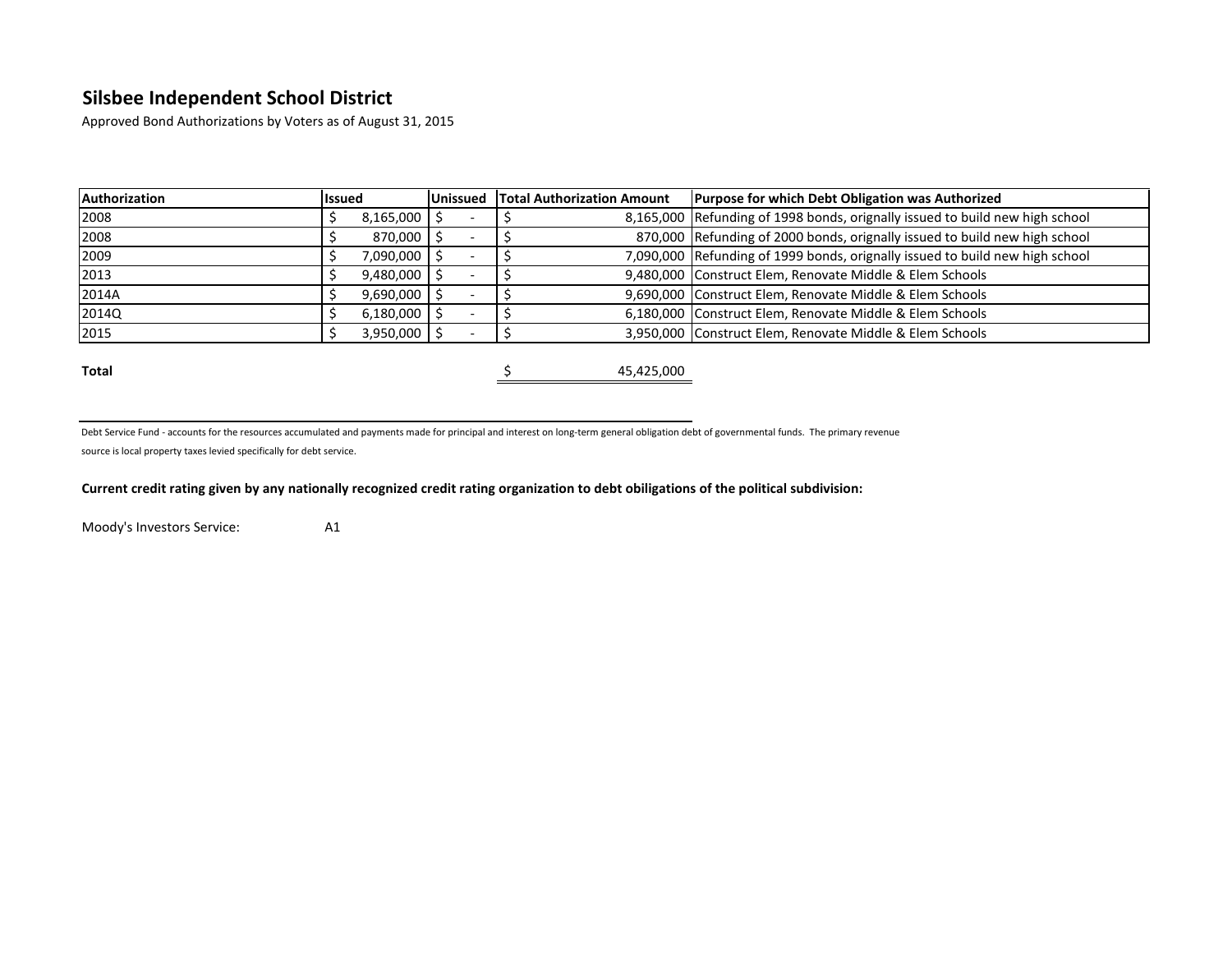## Silsbee Independent School District

Approved Bond Authorizations by Voters as of August 31, 2015

| Authorization | Issued | Unissued | Total Authorization Amount | Purpose for which Debt Obligation was Authorized |
|---|---|---|---|---|
| 2008 | $ 8,165,000 | $ - | $ 8,165,000 | Refunding of 1998 bonds, orignally issued to build new high school |
| 2008 | $ 870,000 | $ - | $ 870,000 | Refunding of 2000 bonds, orignally issued to build new high school |
| 2009 | $ 7,090,000 | $ - | $ 7,090,000 | Refunding of 1999 bonds, orignally issued to build new high school |
| 2013 | $ 9,480,000 | $ - | $ 9,480,000 | Construct Elem, Renovate Middle & Elem Schools |
| 2014A | $ 9,690,000 | $ - | $ 9,690,000 | Construct Elem, Renovate Middle & Elem Schools |
| 2014Q | $ 6,180,000 | $ - | $ 6,180,000 | Construct Elem, Renovate Middle & Elem Schools |
| 2015 | $ 3,950,000 | $ - | $ 3,950,000 | Construct Elem, Renovate Middle & Elem Schools |
| **Total** | | | $ 45,425,000 | |

Debt Service Fund - accounts for the resources accumulated and payments made for principal and interest on long-term general obligation debt of governmental funds. The primary revenue source is local property taxes levied specifically for debt service.

**Current credit rating given by any nationally recognized credit rating organization to debt obiligations of the political subdivision:**

Moody's Investors Service: A1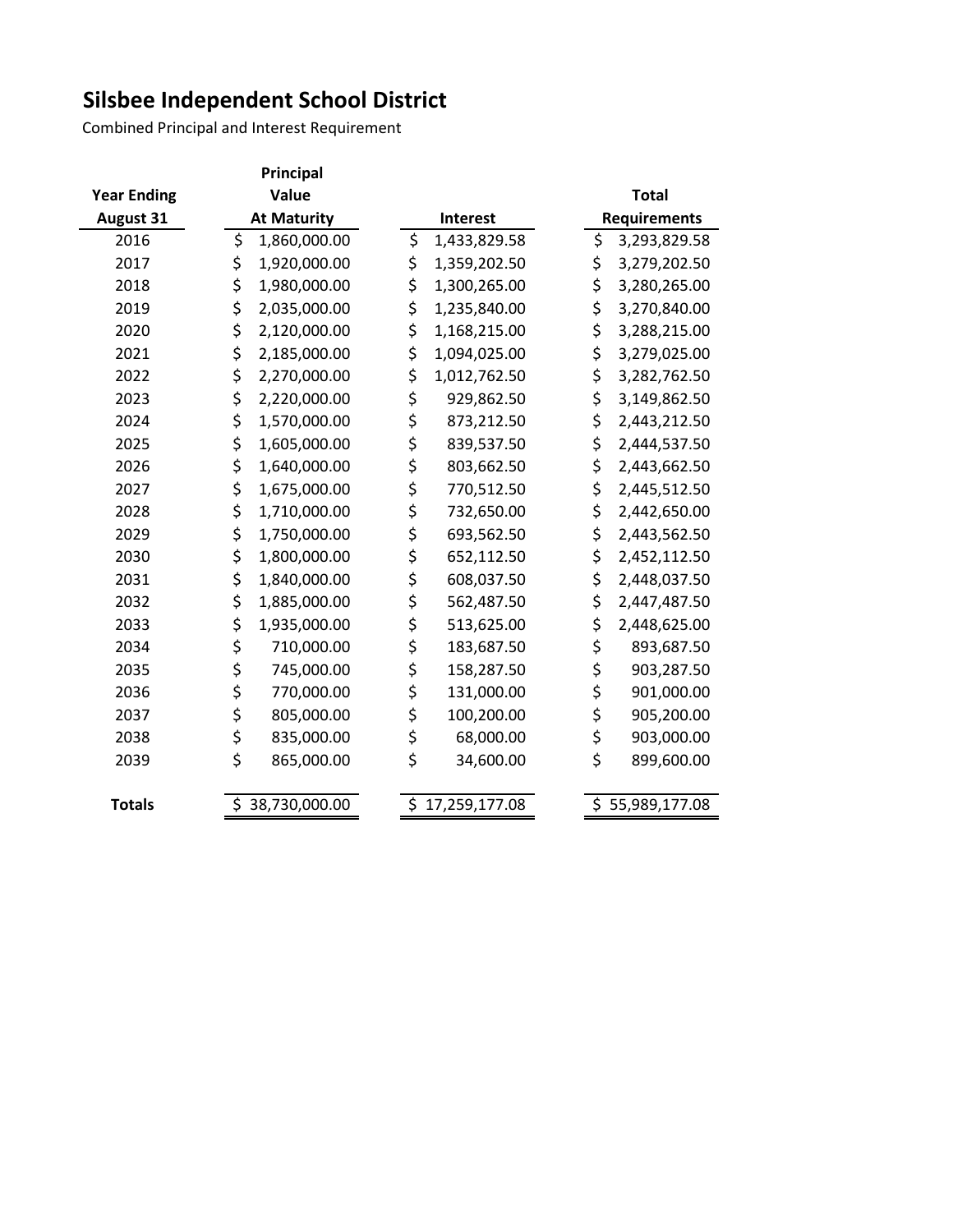# Silsbee Independent School District

Combined Principal and Interest Requirement

| Year Ending August 31 | Principal Value At Maturity | Interest | Total Requirements |
|---|---|---|---|
| 2016 | $ 1,860,000.00 | $ 1,433,829.58 | $ 3,293,829.58 |
| 2017 | $ 1,920,000.00 | $ 1,359,202.50 | $ 3,279,202.50 |
| 2018 | $ 1,980,000.00 | $ 1,300,265.00 | $ 3,280,265.00 |
| 2019 | $ 2,035,000.00 | $ 1,235,840.00 | $ 3,270,840.00 |
| 2020 | $ 2,120,000.00 | $ 1,168,215.00 | $ 3,288,215.00 |
| 2021 | $ 2,185,000.00 | $ 1,094,025.00 | $ 3,279,025.00 |
| 2022 | $ 2,270,000.00 | $ 1,012,762.50 | $ 3,282,762.50 |
| 2023 | $ 2,220,000.00 | $ 929,862.50 | $ 3,149,862.50 |
| 2024 | $ 1,570,000.00 | $ 873,212.50 | $ 2,443,212.50 |
| 2025 | $ 1,605,000.00 | $ 839,537.50 | $ 2,444,537.50 |
| 2026 | $ 1,640,000.00 | $ 803,662.50 | $ 2,443,662.50 |
| 2027 | $ 1,675,000.00 | $ 770,512.50 | $ 2,445,512.50 |
| 2028 | $ 1,710,000.00 | $ 732,650.00 | $ 2,442,650.00 |
| 2029 | $ 1,750,000.00 | $ 693,562.50 | $ 2,443,562.50 |
| 2030 | $ 1,800,000.00 | $ 652,112.50 | $ 2,452,112.50 |
| 2031 | $ 1,840,000.00 | $ 608,037.50 | $ 2,448,037.50 |
| 2032 | $ 1,885,000.00 | $ 562,487.50 | $ 2,447,487.50 |
| 2033 | $ 1,935,000.00 | $ 513,625.00 | $ 2,448,625.00 |
| 2034 | $ 710,000.00 | $ 183,687.50 | $ 893,687.50 |
| 2035 | $ 745,000.00 | $ 158,287.50 | $ 903,287.50 |
| 2036 | $ 770,000.00 | $ 131,000.00 | $ 901,000.00 |
| 2037 | $ 805,000.00 | $ 100,200.00 | $ 905,200.00 |
| 2038 | $ 835,000.00 | $ 68,000.00 | $ 903,000.00 |
| 2039 | $ 865,000.00 | $ 34,600.00 | $ 899,600.00 |
| **Totals** | $ 38,730,000.00 | $ 17,259,177.08 | $ 55,989,177.08 |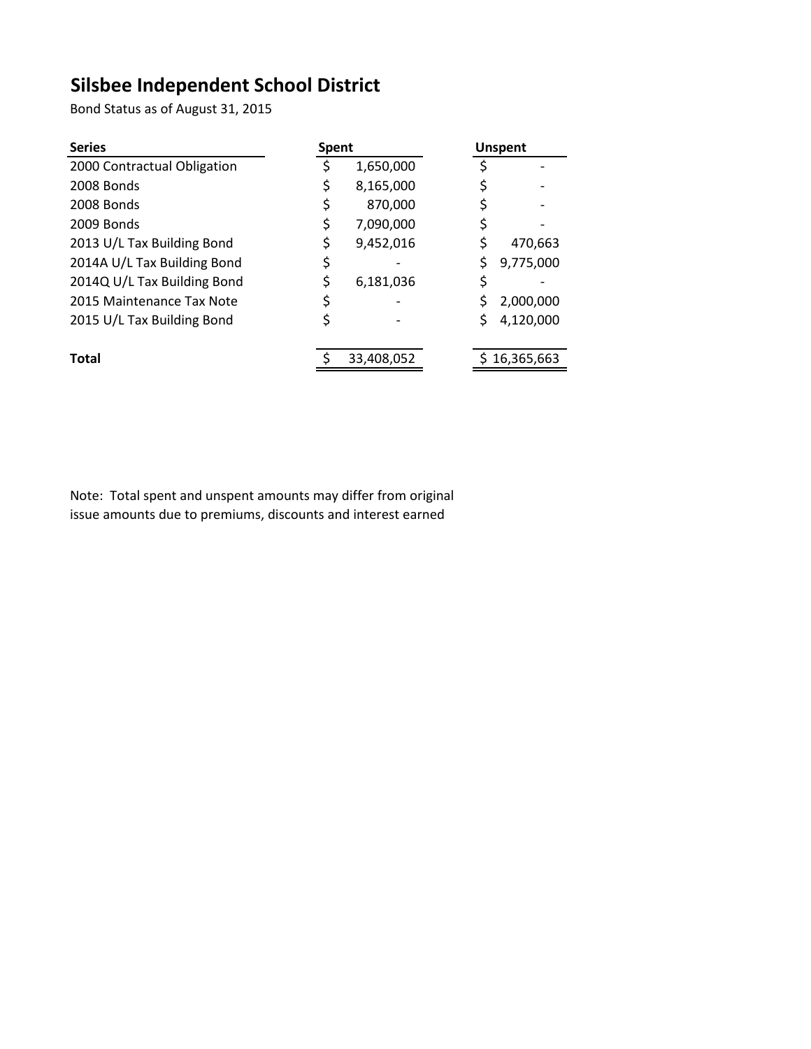# Silsbee Independent School District

Bond Status as of August 31, 2015

| Series | Spent | Unspent |
|---|---|---|
| 2000 Contractual Obligation | $ 1,650,000 | $ - |
| 2008 Bonds | $ 8,165,000 | $ - |
| 2008 Bonds | $ 870,000 | $ - |
| 2009 Bonds | $ 7,090,000 | $ - |
| 2013 U/L Tax Building Bond | $ 9,452,016 | $ 470,663 |
| 2014A U/L Tax Building Bond | $ - | $ 9,775,000 |
| 2014Q U/L Tax Building Bond | $ 6,181,036 | $ - |
| 2015 Maintenance Tax Note | $ - | $ 2,000,000 |
| 2015 U/L Tax Building Bond | $ - | $ 4,120,000 |
| **Total** | $ 33,408,052 | $ 16,365,663 |

Note: Total spent and unspent amounts may differ from original issue amounts due to premiums, discounts and interest earned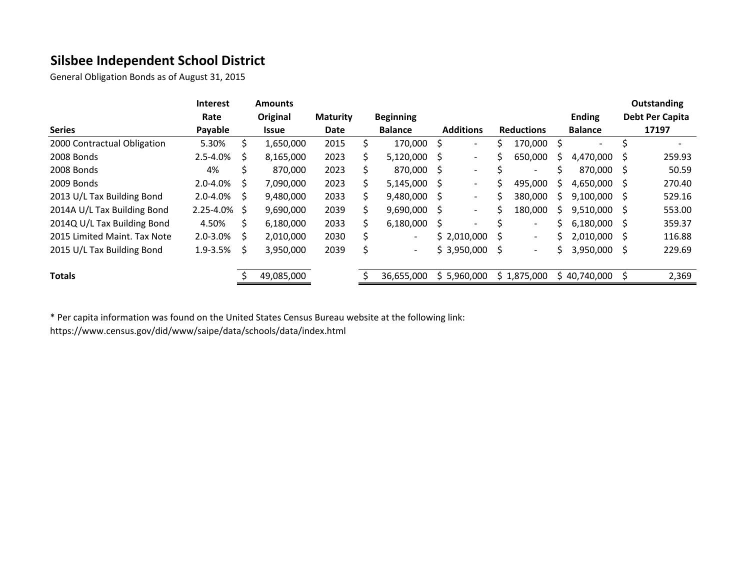## Silsbee Independent School District

General Obligation Bonds as of August 31, 2015

| Series | Interest Rate Payable | Amounts Original Issue | Maturity Date | Beginning Balance | Additions | Reductions | Ending Balance | Outstanding Debt Per Capita 17197 |
|---|---|---|---|---|---|---|---|---|
| 2000 Contractual Obligation | 5.30% | $ 1,650,000 | 2015 | $ 170,000 | $ - | $ 170,000 | $ - | $ - |
| 2008 Bonds | 2.5-4.0% | $ 8,165,000 | 2023 | $ 5,120,000 | $ - | $ 650,000 | $ 4,470,000 | $ 259.93 |
| 2008 Bonds | 4% | $ 870,000 | 2023 | $ 870,000 | $ - | $ - | $ 870,000 | $ 50.59 |
| 2009 Bonds | 2.0-4.0% | $ 7,090,000 | 2023 | $ 5,145,000 | $ - | $ 495,000 | $ 4,650,000 | $ 270.40 |
| 2013 U/L Tax Building Bond | 2.0-4.0% | $ 9,480,000 | 2033 | $ 9,480,000 | $ - | $ 380,000 | $ 9,100,000 | $ 529.16 |
| 2014A U/L Tax Building Bond | 2.25-4.0% | $ 9,690,000 | 2039 | $ 9,690,000 | $ - | $ 180,000 | $ 9,510,000 | $ 553.00 |
| 2014Q U/L Tax Building Bond | 4.50% | $ 6,180,000 | 2033 | $ 6,180,000 | $ - | $ - | $ 6,180,000 | $ 359.37 |
| 2015 Limited Maint. Tax Note | 2.0-3.0% | $ 2,010,000 | 2030 | $ - | $ 2,010,000 | $ - | $ 2,010,000 | $ 116.88 |
| 2015 U/L Tax Building Bond | 1.9-3.5% | $ 3,950,000 | 2039 | $ - | $ 3,950,000 | $ - | $ 3,950,000 | $ 229.69 |
| **Totals** | | $ 49,085,000 | | $ 36,655,000 | $ 5,960,000 | $ 1,875,000 | $ 40,740,000 | $ 2,369 |

* Per capita information was found on the United States Census Bureau website at the following link:
https://www.census.gov/did/www/saipe/data/schools/data/index.html